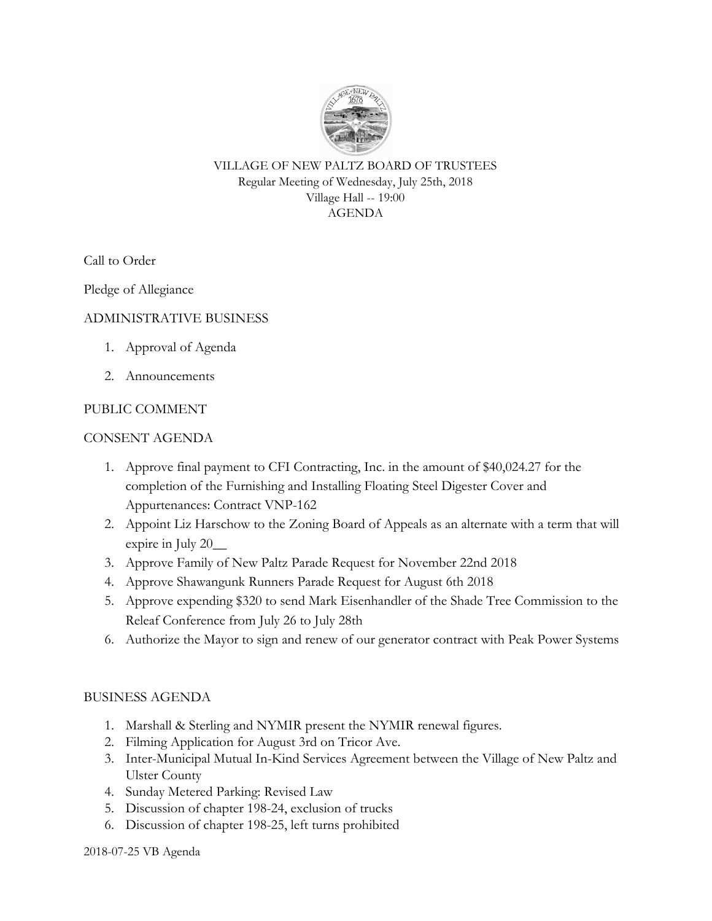VILLAGE OF NEW PALTZ BOARD OF TRUSTEES
Regular Meeting of Wednesday, July 25th, 2018
Village Hall -- 19:00
AGENDA

Call to Order

Pledge of Allegiance

## ADMINISTRATIVE BUSINESS

1. Approval of Agenda
2. Announcements

## PUBLIC COMMENT

## CONSENT AGENDA

1. Approve final payment to CFI Contracting, Inc. in the amount of $40,024.27 for the completion of the Furnishing and Installing Floating Steel Digester Cover and Appurtenances: Contract VNP-162
2. Appoint Liz Harschow to the Zoning Board of Appeals as an alternate with a term that will expire in July 20__
3. Approve Family of New Paltz Parade Request for November 22nd 2018
4. Approve Shawangunk Runners Parade Request for August 6th 2018
5. Approve expending $320 to send Mark Eisenhandler of the Shade Tree Commission to the Releaf Conference from July 26 to July 28th
6. Authorize the Mayor to sign and renew of our generator contract with Peak Power Systems

## BUSINESS AGENDA

1. Marshall & Sterling and NYMIR present the NYMIR renewal figures.
2. Filming Application for August 3rd on Tricor Ave.
3. Inter-Municipal Mutual In-Kind Services Agreement between the Village of New Paltz and Ulster County
4. Sunday Metered Parking: Revised Law
5. Discussion of chapter 198-24, exclusion of trucks
6. Discussion of chapter 198-25, left turns prohibited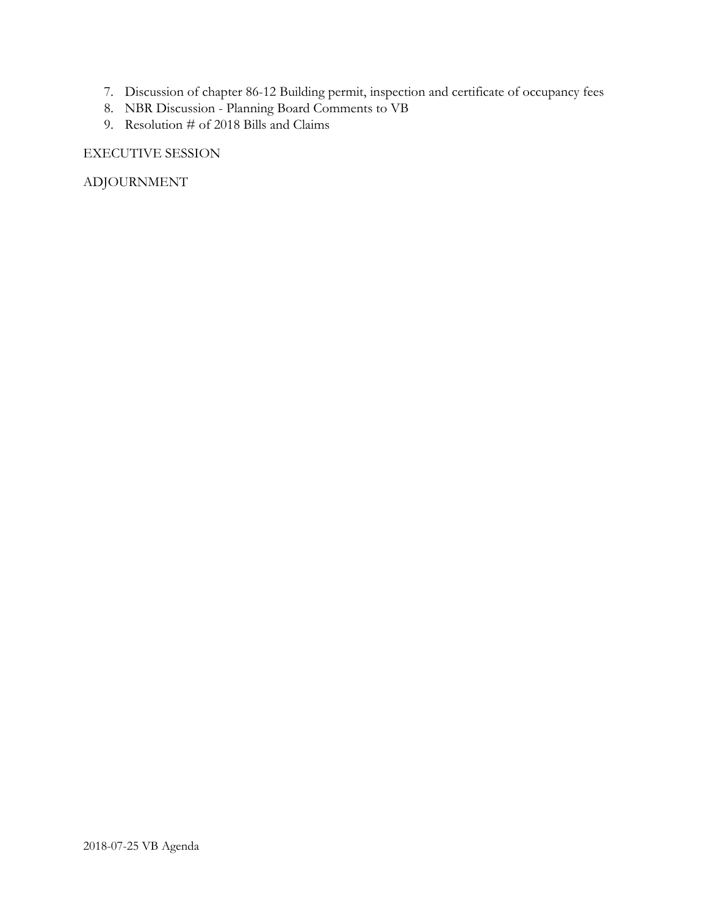7. Discussion of chapter 86-12 Building permit, inspection and certificate of occupancy fees
8. NBR Discussion - Planning Board Comments to VB
9. Resolution # of 2018 Bills and Claims

EXECUTIVE SESSION

ADJOURNMENT